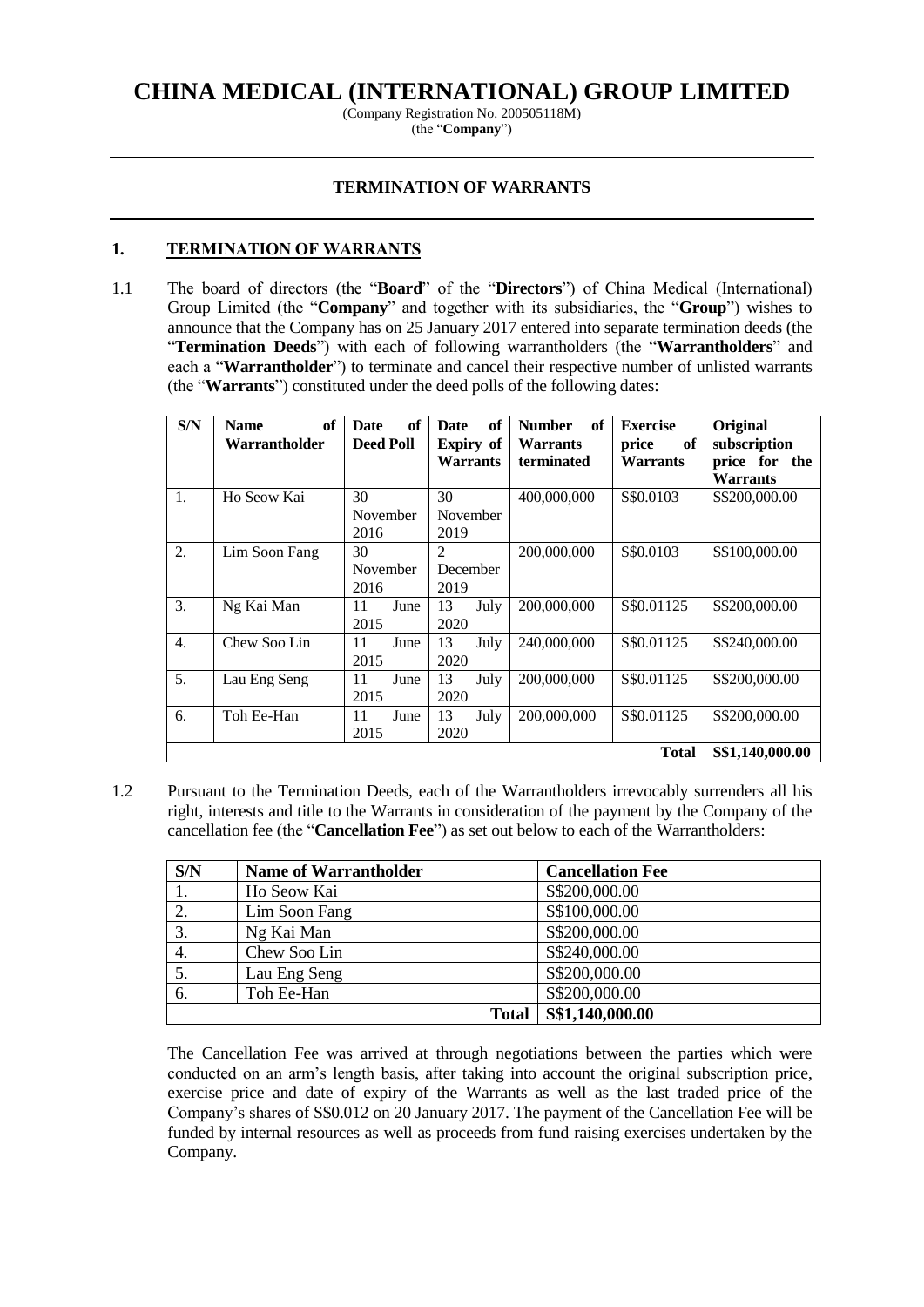# CHINA MEDICAL (INTERNATIONAL) GROUP LIMITED

(Company Registration No. 200505118M)
(the "**Company**")

## TERMINATION OF WARRANTS

### 1. TERMINATION OF WARRANTS

1.1 The board of directors (the "**Board**" of the "**Directors**") of China Medical (International) Group Limited (the "**Company**" and together with its subsidiaries, the "**Group**") wishes to announce that the Company has on 25 January 2017 entered into separate termination deeds (the "**Termination Deeds**") with each of following warrantholders (the "**Warrantholders**" and each a "**Warrantholder**") to terminate and cancel their respective number of unlisted warrants (the "**Warrants**") constituted under the deed polls of the following dates:

| S/N | Name of Warrantholder | Date of Deed Poll | Date of Expiry of Warrants | Number of Warrants terminated | Exercise price of Warrants | Original subscription price for the Warrants |
|---|---|---|---|---|---|---|
| 1. | Ho Seow Kai | 30 November 2016 | 30 November 2019 | 400,000,000 | S$0.0103 | S$200,000.00 |
| 2. | Lim Soon Fang | 30 November 2016 | 2 December 2019 | 200,000,000 | S$0.0103 | S$100,000.00 |
| 3. | Ng Kai Man | 11 June 2015 | 13 July 2020 | 200,000,000 | S$0.01125 | S$200,000.00 |
| 4. | Chew Soo Lin | 11 June 2015 | 13 July 2020 | 240,000,000 | S$0.01125 | S$240,000.00 |
| 5. | Lau Eng Seng | 11 June 2015 | 13 July 2020 | 200,000,000 | S$0.01125 | S$200,000.00 |
| 6. | Toh Ee-Han | 11 June 2015 | 13 July 2020 | 200,000,000 | S$0.01125 | S$200,000.00 |
| | | | | | **Total** | **S$1,140,000.00** |

1.2 Pursuant to the Termination Deeds, each of the Warrantholders irrevocably surrenders all his right, interests and title to the Warrants in consideration of the payment by the Company of the cancellation fee (the "**Cancellation Fee**") as set out below to each of the Warrantholders:

| S/N | Name of Warrantholder | Cancellation Fee |
|---|---|---|
| 1. | Ho Seow Kai | S$200,000.00 |
| 2. | Lim Soon Fang | S$100,000.00 |
| 3. | Ng Kai Man | S$200,000.00 |
| 4. | Chew Soo Lin | S$240,000.00 |
| 5. | Lau Eng Seng | S$200,000.00 |
| 6. | Toh Ee-Han | S$200,000.00 |
| | **Total** | **S$1,140,000.00** |

The Cancellation Fee was arrived at through negotiations between the parties which were conducted on an arm's length basis, after taking into account the original subscription price, exercise price and date of expiry of the Warrants as well as the last traded price of the Company's shares of S$0.012 on 20 January 2017. The payment of the Cancellation Fee will be funded by internal resources as well as proceeds from fund raising exercises undertaken by the Company.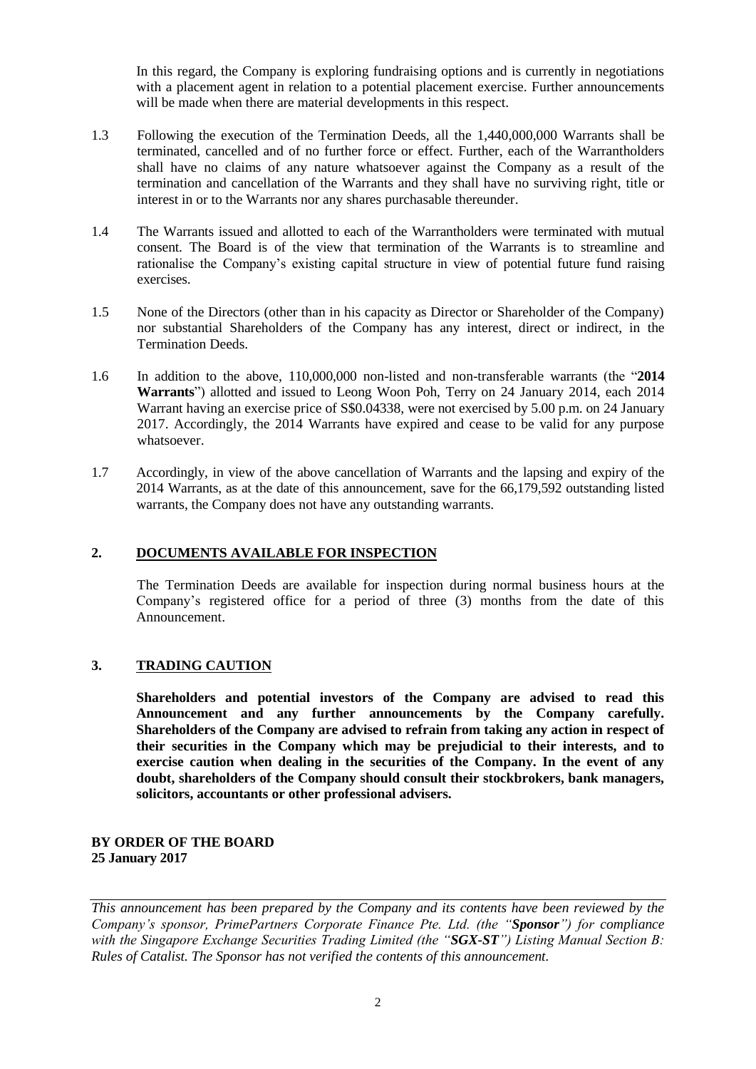In this regard, the Company is exploring fundraising options and is currently in negotiations with a placement agent in relation to a potential placement exercise. Further announcements will be made when there are material developments in this respect.

1.3 Following the execution of the Termination Deeds, all the 1,440,000,000 Warrants shall be terminated, cancelled and of no further force or effect. Further, each of the Warrantholders shall have no claims of any nature whatsoever against the Company as a result of the termination and cancellation of the Warrants and they shall have no surviving right, title or interest in or to the Warrants nor any shares purchasable thereunder.

1.4 The Warrants issued and allotted to each of the Warrantholders were terminated with mutual consent. The Board is of the view that termination of the Warrants is to streamline and rationalise the Company's existing capital structure in view of potential future fund raising exercises.

1.5 None of the Directors (other than in his capacity as Director or Shareholder of the Company) nor substantial Shareholders of the Company has any interest, direct or indirect, in the Termination Deeds.

1.6 In addition to the above, 110,000,000 non-listed and non-transferable warrants (the "**2014 Warrants**") allotted and issued to Leong Woon Poh, Terry on 24 January 2014, each 2014 Warrant having an exercise price of S$0.04338, were not exercised by 5.00 p.m. on 24 January 2017. Accordingly, the 2014 Warrants have expired and cease to be valid for any purpose whatsoever.

1.7 Accordingly, in view of the above cancellation of Warrants and the lapsing and expiry of the 2014 Warrants, as at the date of this announcement, save for the 66,179,592 outstanding listed warrants, the Company does not have any outstanding warrants.

## 2. DOCUMENTS AVAILABLE FOR INSPECTION

The Termination Deeds are available for inspection during normal business hours at the Company's registered office for a period of three (3) months from the date of this Announcement.

## 3. TRADING CAUTION

**Shareholders and potential investors of the Company are advised to read this Announcement and any further announcements by the Company carefully. Shareholders of the Company are advised to refrain from taking any action in respect of their securities in the Company which may be prejudicial to their interests, and to exercise caution when dealing in the securities of the Company. In the event of any doubt, shareholders of the Company should consult their stockbrokers, bank managers, solicitors, accountants or other professional advisers.**

**BY ORDER OF THE BOARD**
**25 January 2017**

*This announcement has been prepared by the Company and its contents have been reviewed by the Company's sponsor, PrimePartners Corporate Finance Pte. Ltd. (the "**Sponsor**") for compliance with the Singapore Exchange Securities Trading Limited (the "**SGX-ST**") Listing Manual Section B: Rules of Catalist. The Sponsor has not verified the contents of this announcement.*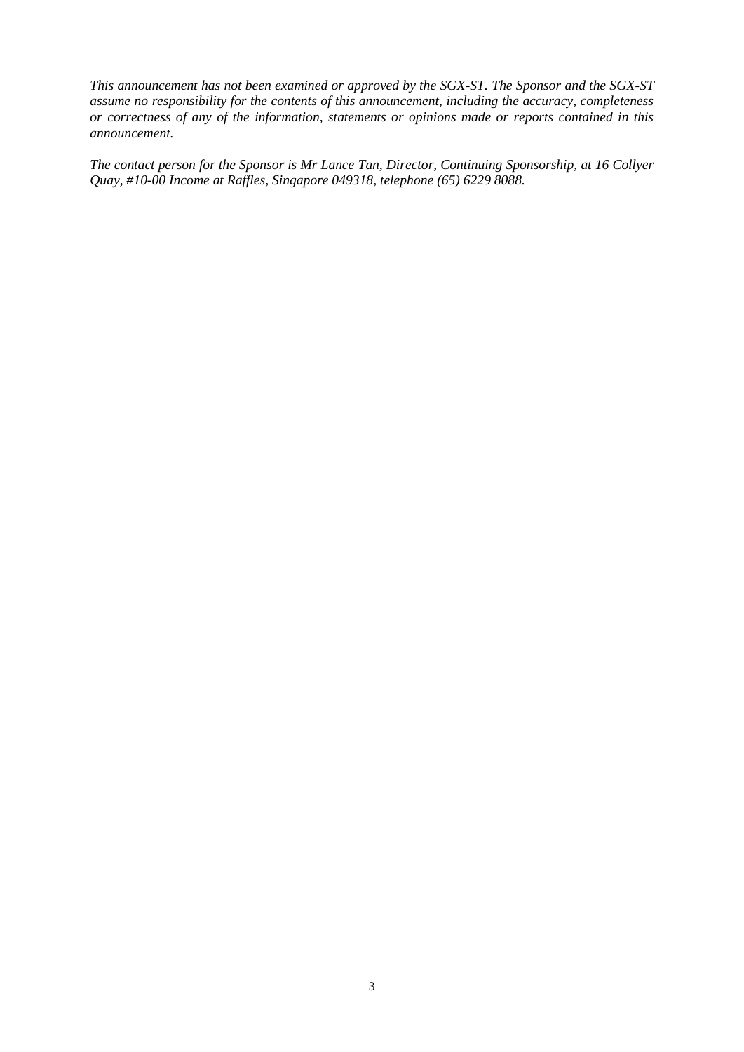*This announcement has not been examined or approved by the SGX-ST. The Sponsor and the SGX-ST assume no responsibility for the contents of this announcement, including the accuracy, completeness or correctness of any of the information, statements or opinions made or reports contained in this announcement.*

*The contact person for the Sponsor is Mr Lance Tan, Director, Continuing Sponsorship, at 16 Collyer Quay, #10-00 Income at Raffles, Singapore 049318, telephone (65) 6229 8088.*